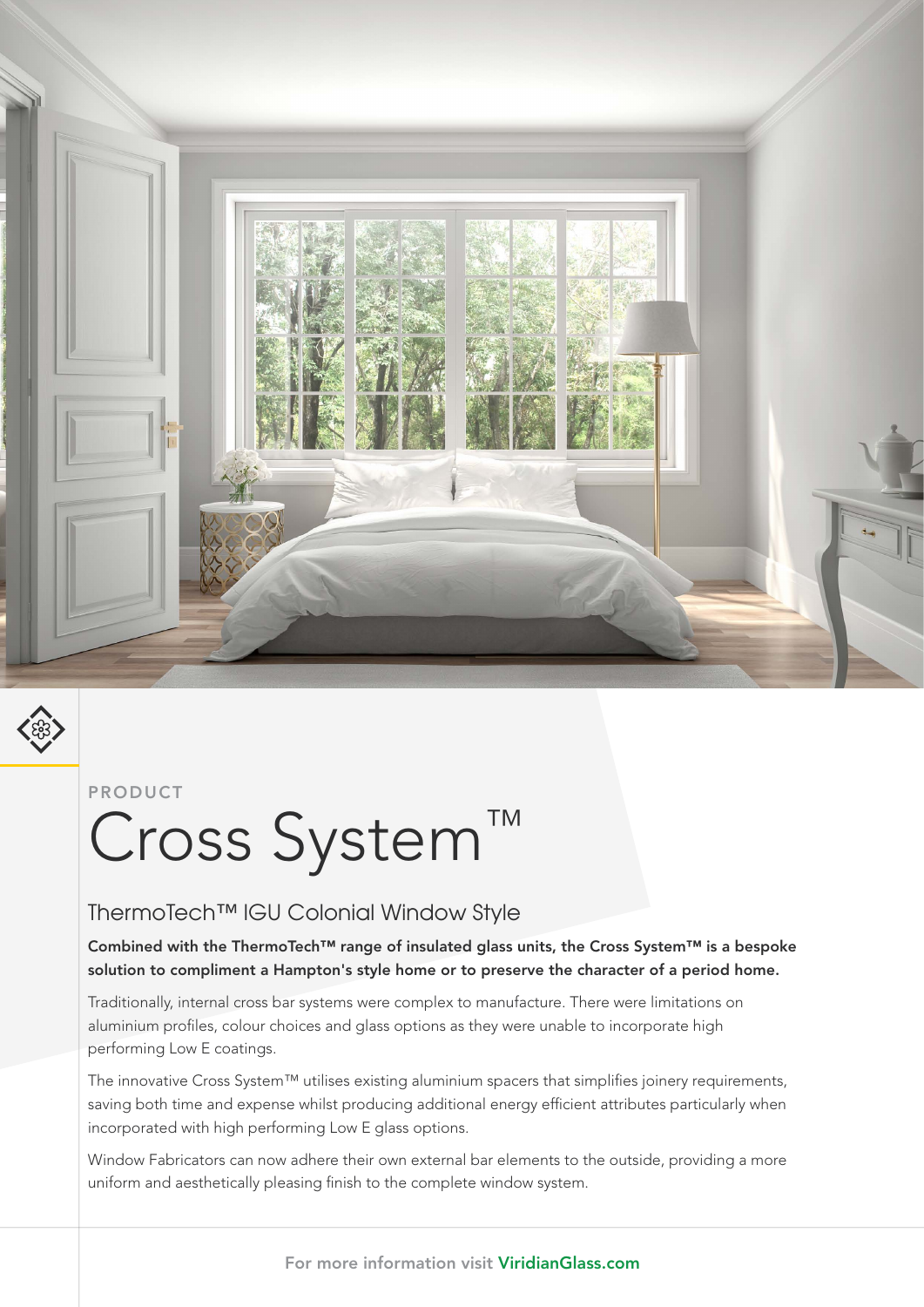PRODUCT

# Cross System™

## ThermoTech™ IGU Colonial Window Style

**Combined with the ThermoTech™ range of insulated glass units, the Cross System™ is a bespoke solution to compliment a Hampton's style home or to preserve the character of a period home.**

Traditionally, internal cross bar systems were complex to manufacture. There were limitations on aluminium profiles, colour choices and glass options as they were unable to incorporate high performing Low E coatings.

The innovative Cross System™ utilises existing aluminium spacers that simplifies joinery requirements, saving both time and expense whilst producing additional energy efficient attributes particularly when incorporated with high performing Low E glass options.

Window Fabricators can now adhere their own external bar elements to the outside, providing a more uniform and aesthetically pleasing finish to the complete window system.

For more information visit ViridianGlass.com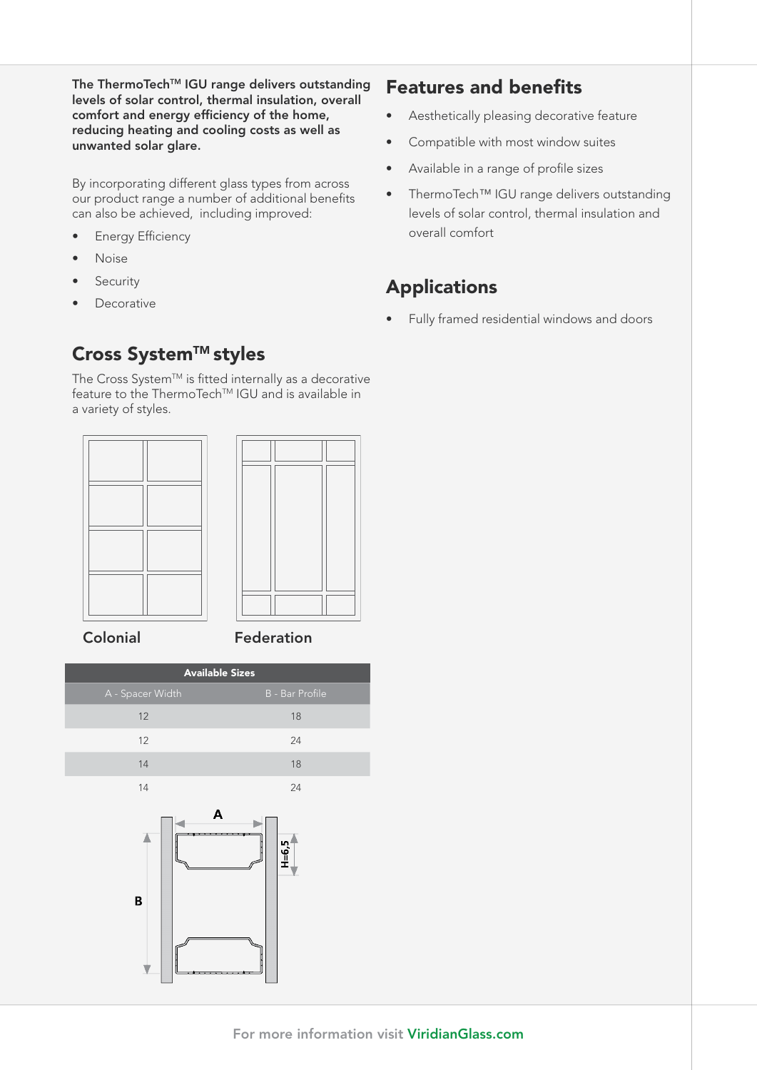**The ThermoTech™ IGU range delivers outstanding levels of solar control, thermal insulation, overall comfort and energy efficiency of the home, reducing heating and cooling costs as well as unwanted solar glare.**

By incorporating different glass types from across our product range a number of additional benefits can also be achieved, including improved:

- Energy Efficiency
- Noise
- Security
- Decorative

## Cross System™ styles

The Cross System™ is fitted internally as a decorative feature to the ThermoTech™ IGU and is available in a variety of styles.

Colonial

Federation

| Available Sizes | |
|---|---|
| A - Spacer Width | B - Bar Profile |
| 12 | 18 |
| 12 | 24 |
| 14 | 18 |
| 14 | 24 |

A

B

H=6,5

## Features and benefits

- Aesthetically pleasing decorative feature
- Compatible with most window suites
- Available in a range of profile sizes
- ThermoTech™ IGU range delivers outstanding levels of solar control, thermal insulation and overall comfort

## Applications

- Fully framed residential windows and doors

For more information visit ViridianGlass.com